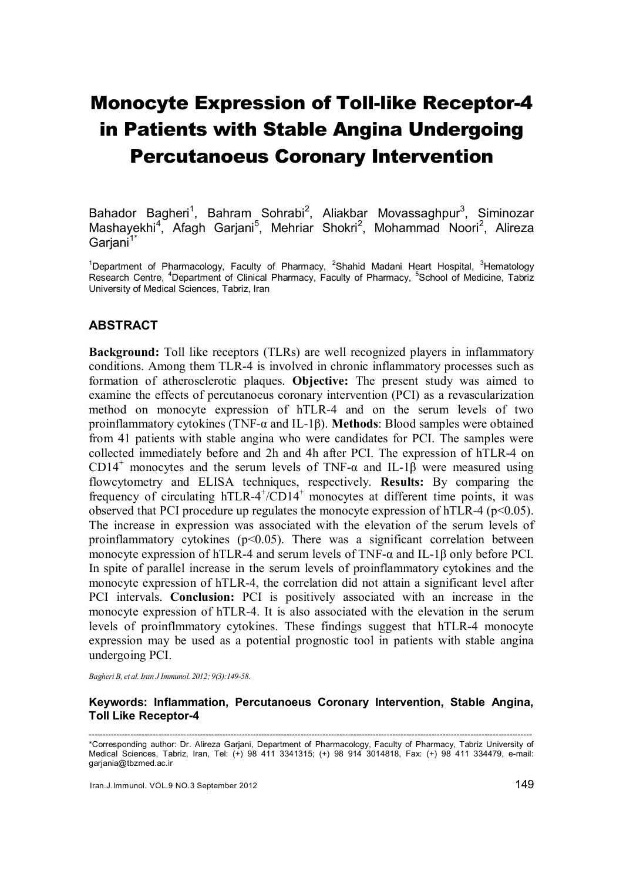# Monocyte Expression of Toll-like Receptor-4 in Patients with Stable Angina Undergoing Percutanoeus Coronary Intervention

Bahador Bagheri[1], Bahram Sohrabi[2], Aliakbar Movassaghpur[3], Siminozar Mashayekhi[4], Afagh Garjani[5], Mehriar Shokri[2], Mohammad Noori[2], Alireza Garjani[1*]

[1]Department of Pharmacology, Faculty of Pharmacy, [2]Shahid Madani Heart Hospital, [3]Hematology Research Centre, [4]Department of Clinical Pharmacy, Faculty of Pharmacy, [5]School of Medicine, Tabriz University of Medical Sciences, Tabriz, Iran

## ABSTRACT

**Background:** Toll like receptors (TLRs) are well recognized players in inflammatory conditions. Among them TLR-4 is involved in chronic inflammatory processes such as formation of atherosclerotic plaques. **Objective:** The present study was aimed to examine the effects of percutanoeus coronary intervention (PCI) as a revascularization method on monocyte expression of hTLR-4 and on the serum levels of two proinflammatory cytokines (TNF-α and IL-1β). **Methods**: Blood samples were obtained from 41 patients with stable angina who were candidates for PCI. The samples were collected immediately before and 2h and 4h after PCI. The expression of hTLR-4 on $CD14^+$ monocytes and the serum levels of TNF-α and IL-1β were measured using flowcytometry and ELISA techniques, respectively. **Results:** By comparing the frequency of circulating $hTLR\text{-}4^+/CD14^+$ monocytes at different time points, it was observed that PCI procedure up regulates the monocyte expression of hTLR-4 ($p<0.05$). The increase in expression was associated with the elevation of the serum levels of proinflammatory cytokines ($p<0.05$). There was a significant correlation between monocyte expression of hTLR-4 and serum levels of TNF-α and IL-1β only before PCI. In spite of parallel increase in the serum levels of proinflammatory cytokines and the monocyte expression of hTLR-4, the correlation did not attain a significant level after PCI intervals. **Conclusion:** PCI is positively associated with an increase in the monocyte expression of hTLR-4. It is also associated with the elevation in the serum levels of proinflmmatory cytokines. These findings suggest that hTLR-4 monocyte expression may be used as a potential prognostic tool in patients with stable angina undergoing PCI.

*Bagheri B, et al. Iran J Immunol. 2012; 9(3):149-58.*

**Keywords: Inflammation, Percutanoeus Coronary Intervention, Stable Angina, Toll Like Receptor-4**

---

*Corresponding author: Dr. Alireza Garjani, Department of Pharmacology, Faculty of Pharmacy, Tabriz University of Medical Sciences, Tabriz, Iran, Tel: (+) 98 411 3341315; (+) 98 914 3014818, Fax: (+) 98 411 334479, e-mail: garjania@tbzmed.ac.ir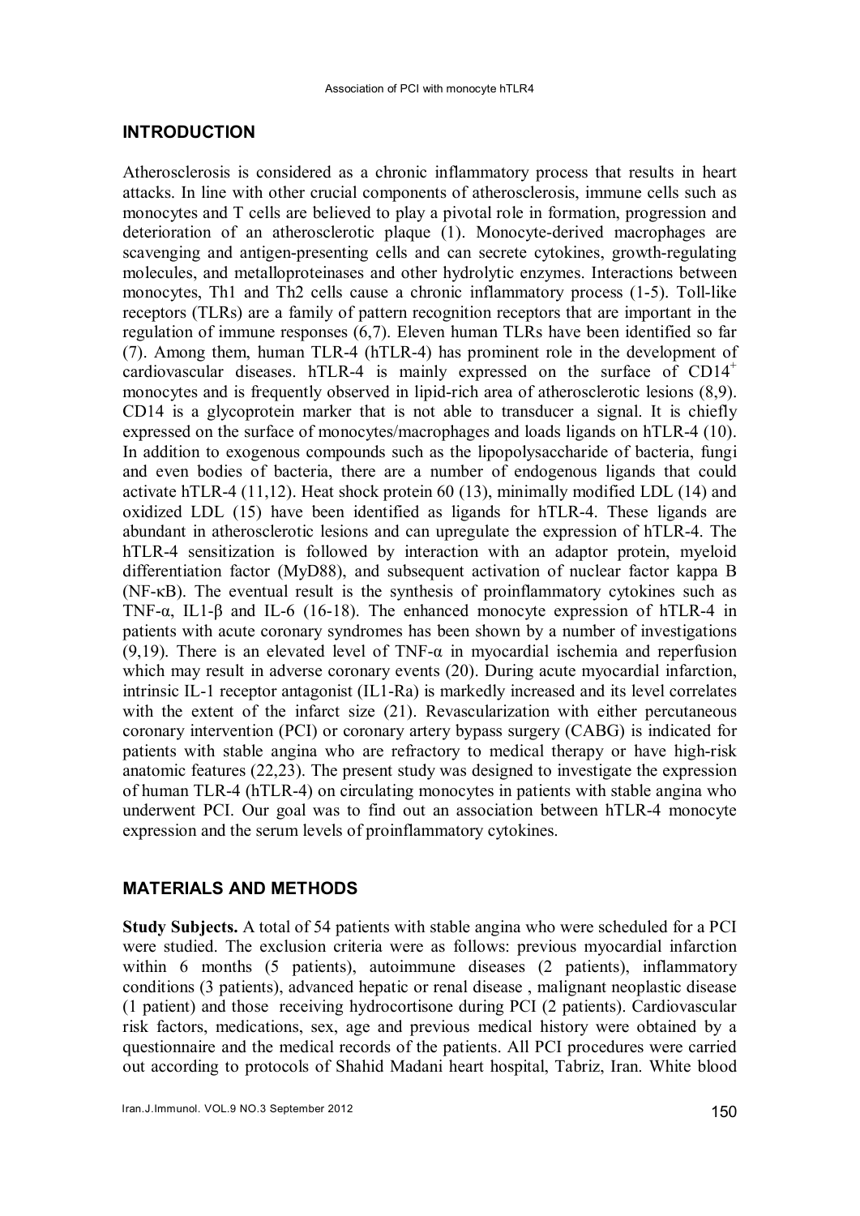## INTRODUCTION

Atherosclerosis is considered as a chronic inflammatory process that results in heart attacks. In line with other crucial components of atherosclerosis, immune cells such as monocytes and T cells are believed to play a pivotal role in formation, progression and deterioration of an atherosclerotic plaque (1). Monocyte-derived macrophages are scavenging and antigen-presenting cells and can secrete cytokines, growth-regulating molecules, and metalloproteinases and other hydrolytic enzymes. Interactions between monocytes, Th1 and Th2 cells cause a chronic inflammatory process (1-5). Toll-like receptors (TLRs) are a family of pattern recognition receptors that are important in the regulation of immune responses (6,7). Eleven human TLRs have been identified so far (7). Among them, human TLR-4 (hTLR-4) has prominent role in the development of cardiovascular diseases. hTLR-4 is mainly expressed on the surface of $CD14^{+}$ monocytes and is frequently observed in lipid-rich area of atherosclerotic lesions (8,9). CD14 is a glycoprotein marker that is not able to transducer a signal. It is chiefly expressed on the surface of monocytes/macrophages and loads ligands on hTLR-4 (10). In addition to exogenous compounds such as the lipopolysaccharide of bacteria, fungi and even bodies of bacteria, there are a number of endogenous ligands that could activate hTLR-4 (11,12). Heat shock protein 60 (13), minimally modified LDL (14) and oxidized LDL (15) have been identified as ligands for hTLR-4. These ligands are abundant in atherosclerotic lesions and can upregulate the expression of hTLR-4. The hTLR-4 sensitization is followed by interaction with an adaptor protein, myeloid differentiation factor (MyD88), and subsequent activation of nuclear factor kappa B (NF-κB). The eventual result is the synthesis of proinflammatory cytokines such as TNF-α, IL1-β and IL-6 (16-18). The enhanced monocyte expression of hTLR-4 in patients with acute coronary syndromes has been shown by a number of investigations (9,19). There is an elevated level of TNF-α in myocardial ischemia and reperfusion which may result in adverse coronary events (20). During acute myocardial infarction, intrinsic IL-1 receptor antagonist (IL1-Ra) is markedly increased and its level correlates with the extent of the infarct size (21). Revascularization with either percutaneous coronary intervention (PCI) or coronary artery bypass surgery (CABG) is indicated for patients with stable angina who are refractory to medical therapy or have high-risk anatomic features (22,23). The present study was designed to investigate the expression of human TLR-4 (hTLR-4) on circulating monocytes in patients with stable angina who underwent PCI. Our goal was to find out an association between hTLR-4 monocyte expression and the serum levels of proinflammatory cytokines.

## MATERIALS AND METHODS

**Study Subjects.** A total of 54 patients with stable angina who were scheduled for a PCI were studied. The exclusion criteria were as follows: previous myocardial infarction within 6 months (5 patients), autoimmune diseases (2 patients), inflammatory conditions (3 patients), advanced hepatic or renal disease , malignant neoplastic disease (1 patient) and those receiving hydrocortisone during PCI (2 patients). Cardiovascular risk factors, medications, sex, age and previous medical history were obtained by a questionnaire and the medical records of the patients. All PCI procedures were carried out according to protocols of Shahid Madani heart hospital, Tabriz, Iran. White blood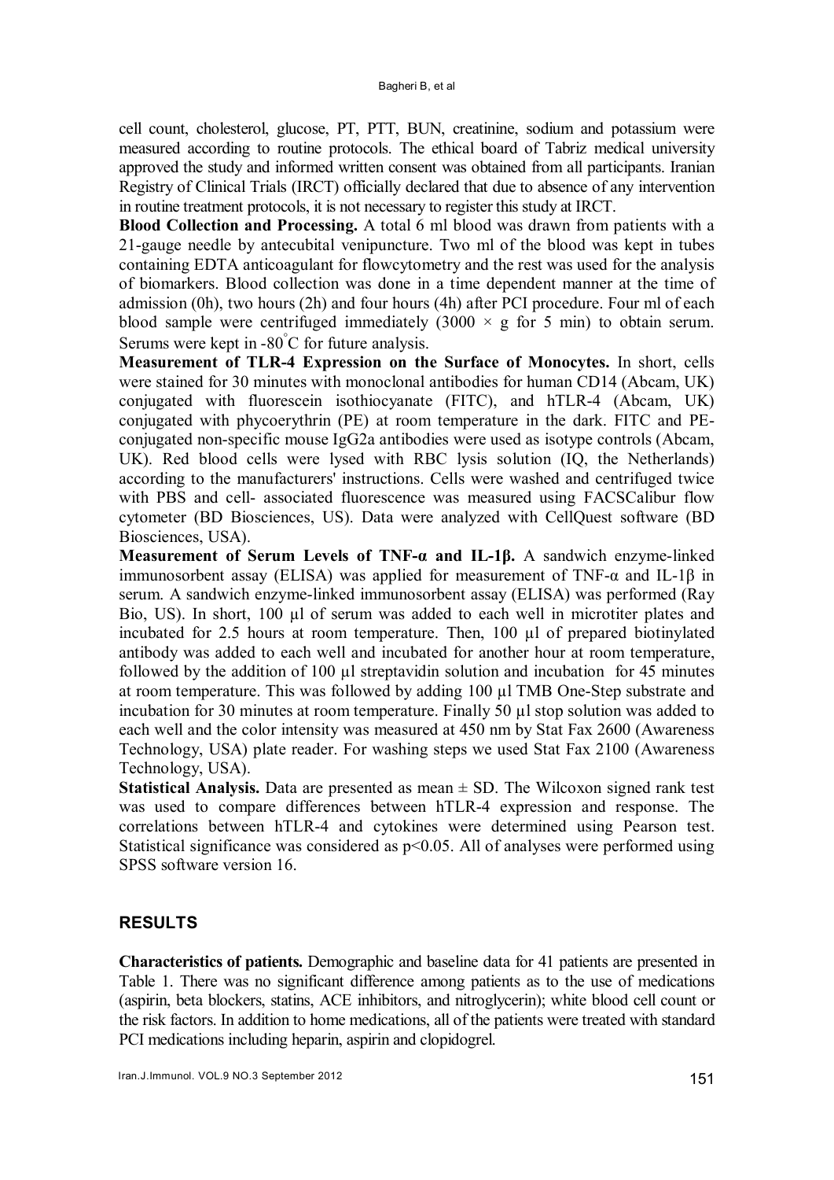cell count, cholesterol, glucose, PT, PTT, BUN, creatinine, sodium and potassium were measured according to routine protocols. The ethical board of Tabriz medical university approved the study and informed written consent was obtained from all participants. Iranian Registry of Clinical Trials (IRCT) officially declared that due to absence of any intervention in routine treatment protocols, it is not necessary to register this study at IRCT.

**Blood Collection and Processing.** A total 6 ml blood was drawn from patients with a 21-gauge needle by antecubital venipuncture. Two ml of the blood was kept in tubes containing EDTA anticoagulant for flowcytometry and the rest was used for the analysis of biomarkers. Blood collection was done in a time dependent manner at the time of admission (0h), two hours (2h) and four hours (4h) after PCI procedure. Four ml of each blood sample were centrifuged immediately ($3000 \times g$ for 5 min) to obtain serum. Serums were kept in -80°C for future analysis.

**Measurement of TLR-4 Expression on the Surface of Monocytes.** In short, cells were stained for 30 minutes with monoclonal antibodies for human CD14 (Abcam, UK) conjugated with fluorescein isothiocyanate (FITC), and hTLR-4 (Abcam, UK) conjugated with phycoerythrin (PE) at room temperature in the dark. FITC and PE-conjugated non-specific mouse IgG2a antibodies were used as isotype controls (Abcam, UK). Red blood cells were lysed with RBC lysis solution (IQ, the Netherlands) according to the manufacturers' instructions. Cells were washed and centrifuged twice with PBS and cell- associated fluorescence was measured using FACSCalibur flow cytometer (BD Biosciences, US). Data were analyzed with CellQuest software (BD Biosciences, USA).

**Measurement of Serum Levels of TNF-α and IL-1β.** A sandwich enzyme-linked immunosorbent assay (ELISA) was applied for measurement of TNF-α and IL-1β in serum. A sandwich enzyme-linked immunosorbent assay (ELISA) was performed (Ray Bio, US). In short, 100 µl of serum was added to each well in microtiter plates and incubated for 2.5 hours at room temperature. Then, 100 µl of prepared biotinylated antibody was added to each well and incubated for another hour at room temperature, followed by the addition of 100 µl streptavidin solution and incubation for 45 minutes at room temperature. This was followed by adding 100 µl TMB One-Step substrate and incubation for 30 minutes at room temperature. Finally 50 µl stop solution was added to each well and the color intensity was measured at 450 nm by Stat Fax 2600 (Awareness Technology, USA) plate reader. For washing steps we used Stat Fax 2100 (Awareness Technology, USA).

**Statistical Analysis.** Data are presented as mean ± SD. The Wilcoxon signed rank test was used to compare differences between hTLR-4 expression and response. The correlations between hTLR-4 and cytokines were determined using Pearson test. Statistical significance was considered as $p<0.05$. All of analyses were performed using SPSS software version 16.

## RESULTS

**Characteristics of patients.** Demographic and baseline data for 41 patients are presented in Table 1. There was no significant difference among patients as to the use of medications (aspirin, beta blockers, statins, ACE inhibitors, and nitroglycerin); white blood cell count or the risk factors. In addition to home medications, all of the patients were treated with standard PCI medications including heparin, aspirin and clopidogrel.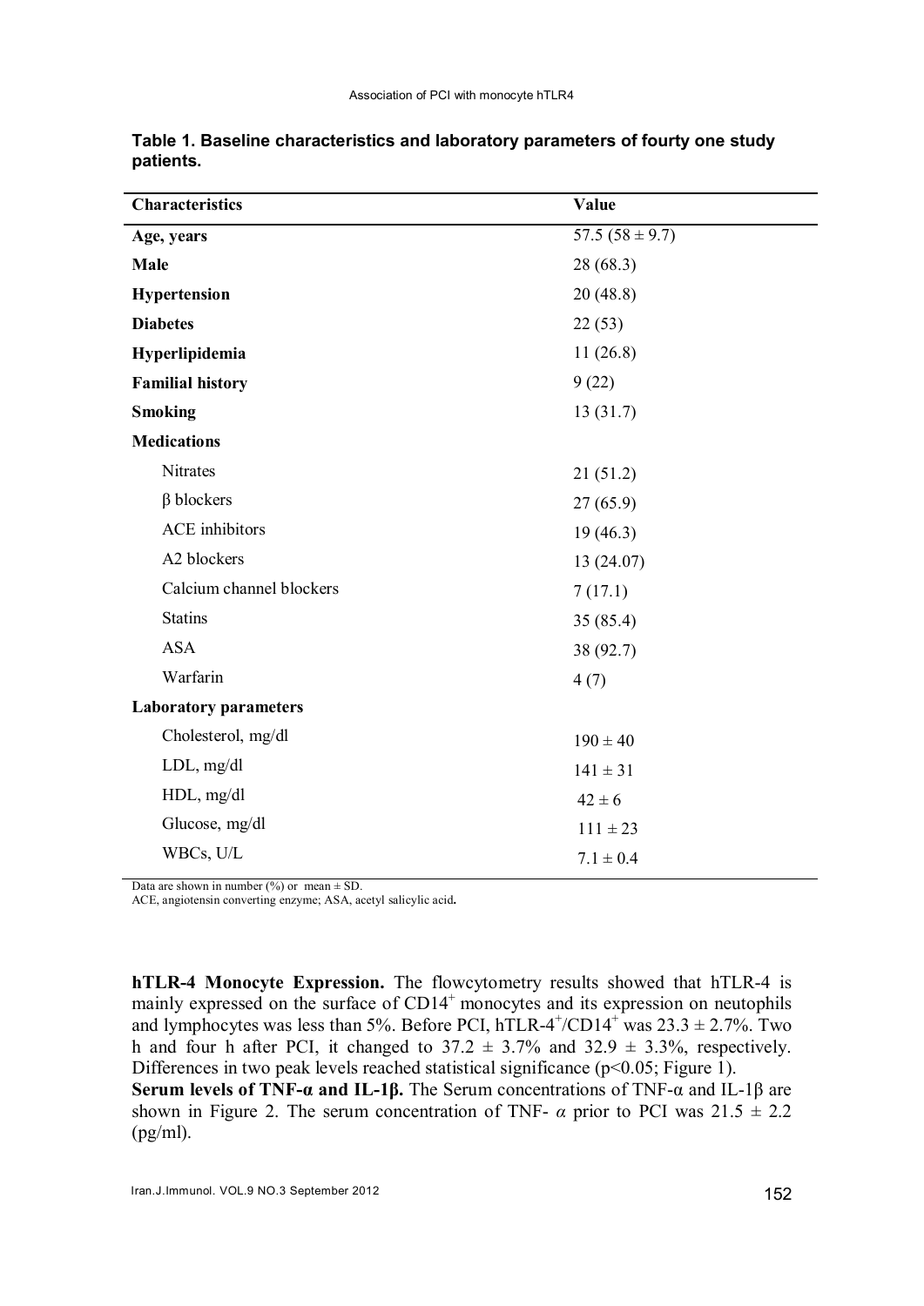**Table 1. Baseline characteristics and laboratory parameters of fourty one study patients.**

| Characteristics | Value |
|---|---|
| **Age, years** | 57.5 (58 ± 9.7) |
| **Male** | 28 (68.3) |
| **Hypertension** | 20 (48.8) |
| **Diabetes** | 22 (53) |
| **Hyperlipidemia** | 11 (26.8) |
| **Familial history** | 9 (22) |
| **Smoking** | 13 (31.7) |
| **Medications** | |
| Nitrates | 21 (51.2) |
| β blockers | 27 (65.9) |
| ACE inhibitors | 19 (46.3) |
| A2 blockers | 13 (24.07) |
| Calcium channel blockers | 7 (17.1) |
| Statins | 35 (85.4) |
| ASA | 38 (92.7) |
| Warfarin | 4 (7) |
| **Laboratory parameters** | |
| Cholesterol, mg/dl | 190 ± 40 |
| LDL, mg/dl | 141 ± 31 |
| HDL, mg/dl | 42 ± 6 |
| Glucose, mg/dl | 111 ± 23 |
| WBCs, U/L | 7.1 ± 0.4 |

Data are shown in number (%) or mean ± SD.
ACE, angiotensin converting enzyme; ASA, acetyl salicylic acid**.**

**hTLR-4 Monocyte Expression.** The flowcytometry results showed that hTLR-4 is mainly expressed on the surface of $CD14^+$ monocytes and its expression on neutophils and lymphocytes was less than 5%. Before PCI, $hTLR\text{-}4^+/CD14^+$ was $23.3 \pm 2.7\%$. Two h and four h after PCI, it changed to $37.2 \pm 3.7\%$ and $32.9 \pm 3.3\%$, respectively. Differences in two peak levels reached statistical significance ($p<0.05$; Figure 1).

**Serum levels of TNF-α and IL-1β.** The Serum concentrations of TNF-α and IL-1β are shown in Figure 2. The serum concentration of TNF- *α* prior to PCI was $21.5 \pm 2.2$ (pg/ml).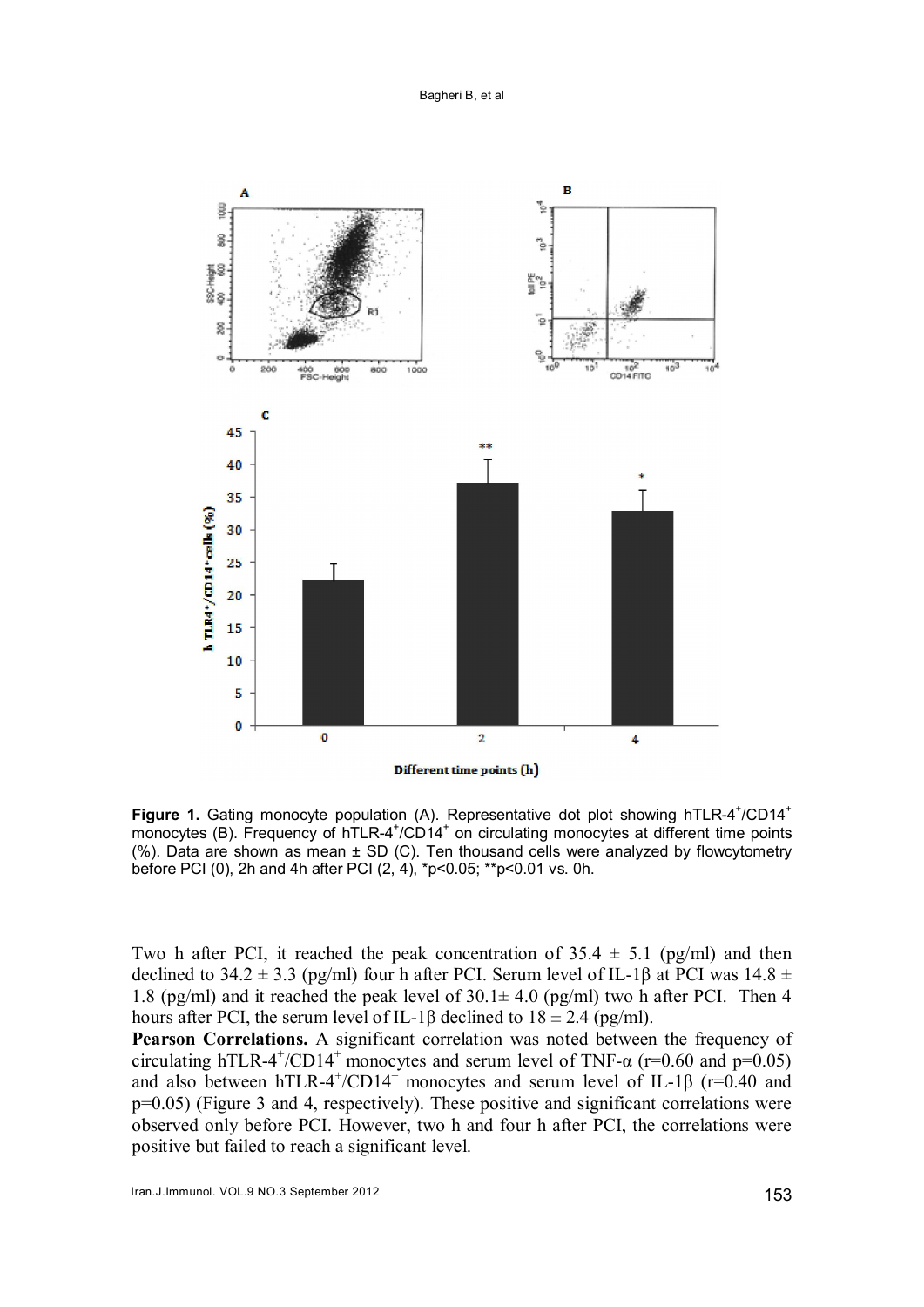**Figure 1.** Gating monocyte population (A). Representative dot plot showing hTLR-4$^+$/CD14$^+$ monocytes (B). Frequency of hTLR-4$^+$/CD14$^+$ on circulating monocytes at different time points (%). Data are shown as mean ± SD (C). Ten thousand cells were analyzed by flowcytometry before PCI (0), 2h and 4h after PCI (2, 4), *p<0.05; **p<0.01 vs. 0h.

Two h after PCI, it reached the peak concentration of 35.4 ± 5.1 (pg/ml) and then declined to 34.2 ± 3.3 (pg/ml) four h after PCI. Serum level of IL-1β at PCI was 14.8 ± 1.8 (pg/ml) and it reached the peak level of 30.1± 4.0 (pg/ml) two h after PCI. Then 4 hours after PCI, the serum level of IL-1β declined to 18 ± 2.4 (pg/ml).

**Pearson Correlations.** A significant correlation was noted between the frequency of circulating hTLR-4$^+$/CD14$^+$ monocytes and serum level of TNF-α (r=0.60 and p=0.05) and also between hTLR-4$^+$/CD14$^+$ monocytes and serum level of IL-1β (r=0.40 and p=0.05) (Figure 3 and 4, respectively). These positive and significant correlations were observed only before PCI. However, two h and four h after PCI, the correlations were positive but failed to reach a significant level.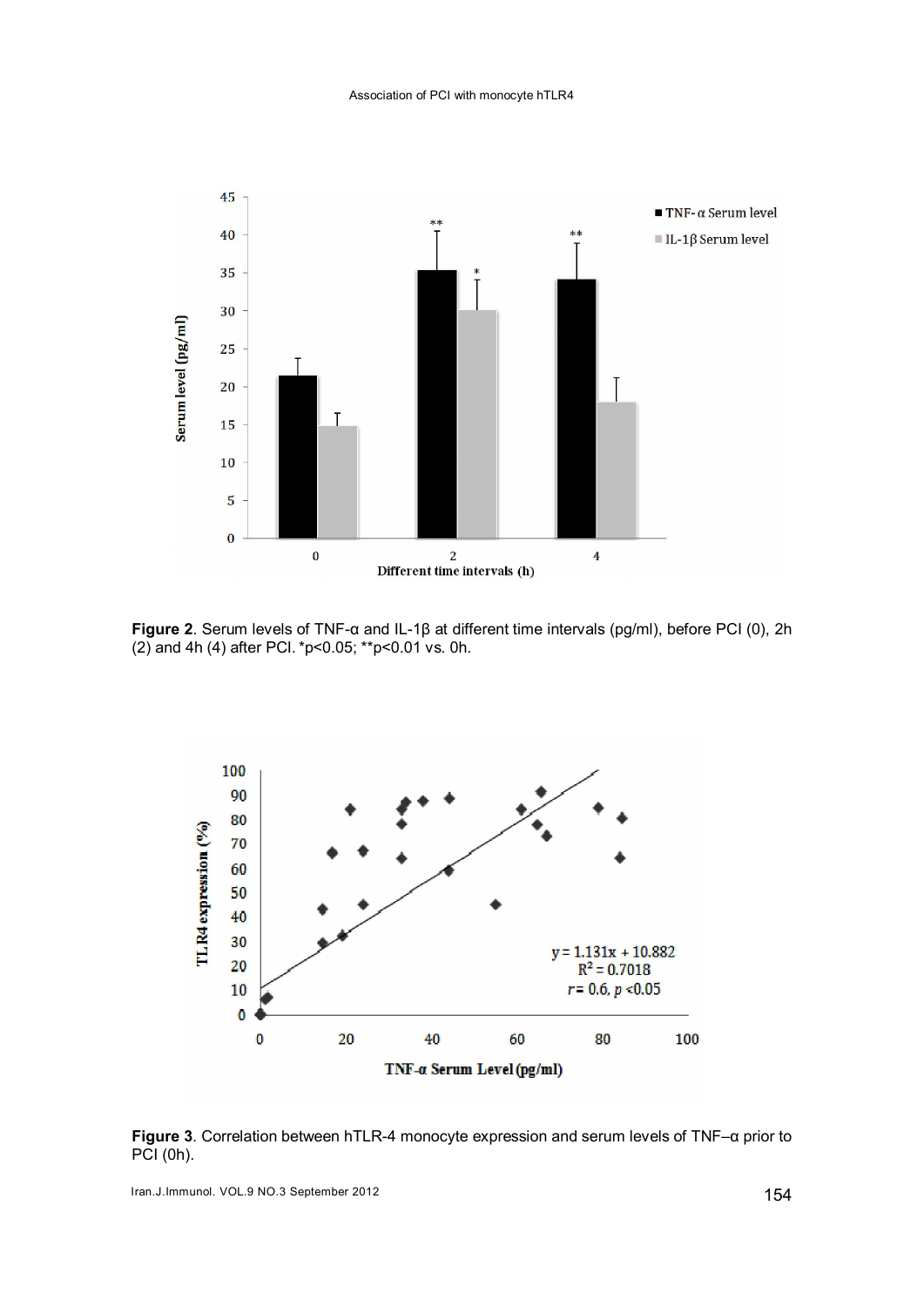**Figure 2**. Serum levels of TNF-α and IL-1β at different time intervals (pg/ml), before PCI (0), 2h (2) and 4h (4) after PCI. *p<0.05; **p<0.01 vs. 0h.

**Figure 3**. Correlation between hTLR-4 monocyte expression and serum levels of TNF–α prior to PCI (0h).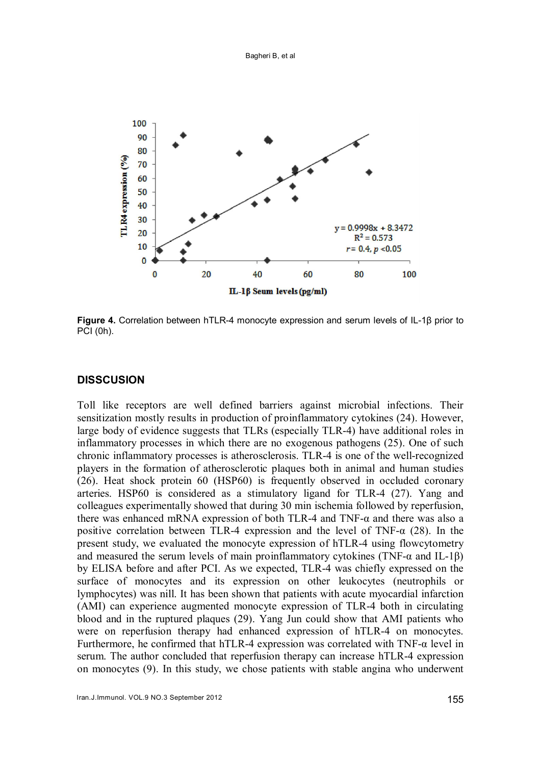**Figure 4.** Correlation between hTLR-4 monocyte expression and serum levels of IL-1β prior to PCI (0h).

## DISSCUSION

Toll like receptors are well defined barriers against microbial infections. Their sensitization mostly results in production of proinflammatory cytokines (24). However, large body of evidence suggests that TLRs (especially TLR-4) have additional roles in inflammatory processes in which there are no exogenous pathogens (25). One of such chronic inflammatory processes is atherosclerosis. TLR-4 is one of the well-recognized players in the formation of atherosclerotic plaques both in animal and human studies (26). Heat shock protein 60 (HSP60) is frequently observed in occluded coronary arteries. HSP60 is considered as a stimulatory ligand for TLR-4 (27). Yang and colleagues experimentally showed that during 30 min ischemia followed by reperfusion, there was enhanced mRNA expression of both TLR-4 and TNF-α and there was also a positive correlation between TLR-4 expression and the level of TNF-α (28). In the present study, we evaluated the monocyte expression of hTLR-4 using flowcytometry and measured the serum levels of main proinflammatory cytokines (TNF-α and IL-1β) by ELISA before and after PCI. As we expected, TLR-4 was chiefly expressed on the surface of monocytes and its expression on other leukocytes (neutrophils or lymphocytes) was nill. It has been shown that patients with acute myocardial infarction (AMI) can experience augmented monocyte expression of TLR-4 both in circulating blood and in the ruptured plaques (29). Yang Jun could show that AMI patients who were on reperfusion therapy had enhanced expression of hTLR-4 on monocytes. Furthermore, he confirmed that hTLR-4 expression was correlated with TNF-α level in serum. The author concluded that reperfusion therapy can increase hTLR-4 expression on monocytes (9). In this study, we chose patients with stable angina who underwent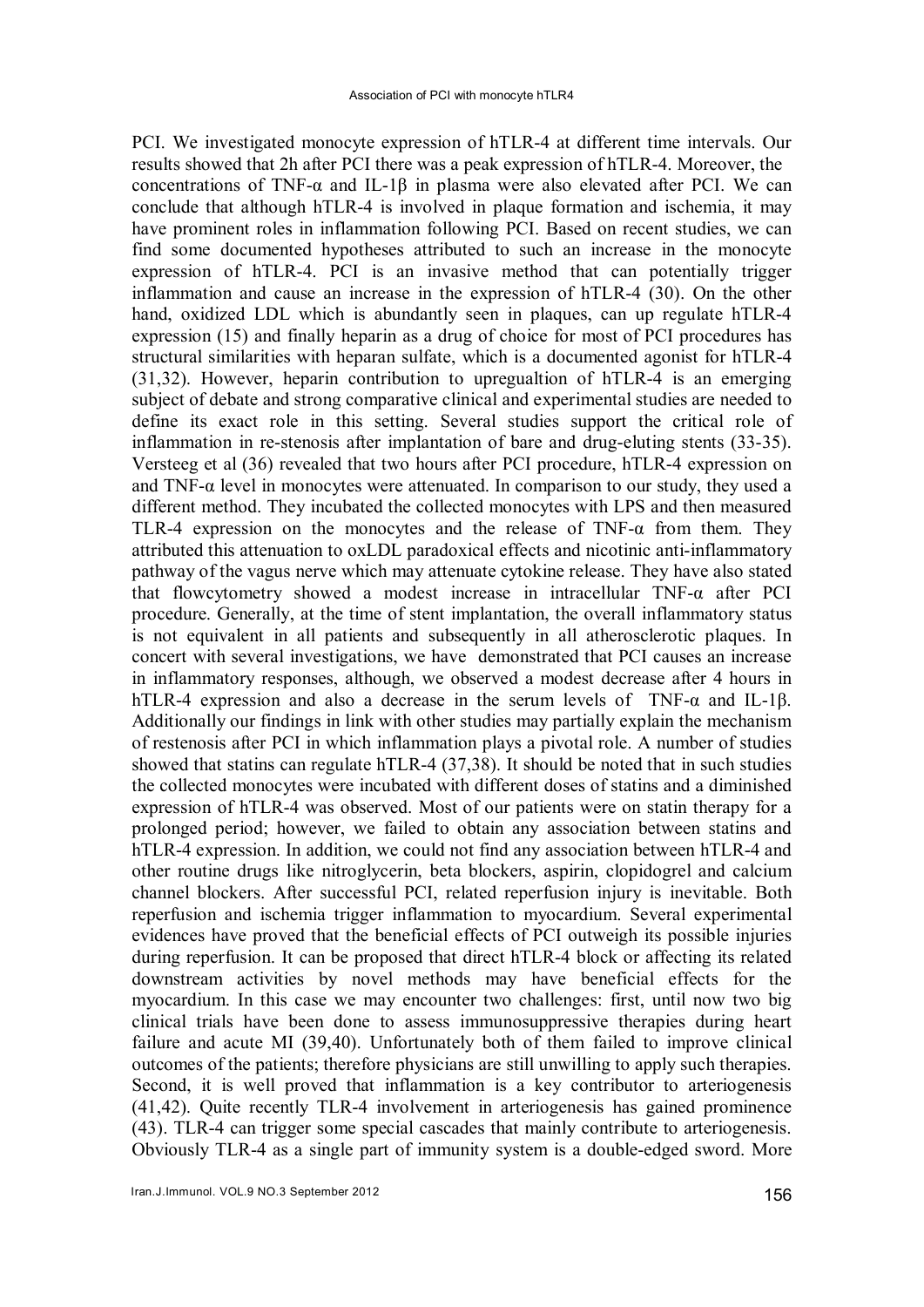PCI. We investigated monocyte expression of hTLR-4 at different time intervals. Our results showed that 2h after PCI there was a peak expression of hTLR-4. Moreover, the concentrations of TNF-α and IL-1β in plasma were also elevated after PCI. We can conclude that although hTLR-4 is involved in plaque formation and ischemia, it may have prominent roles in inflammation following PCI. Based on recent studies, we can find some documented hypotheses attributed to such an increase in the monocyte expression of hTLR-4. PCI is an invasive method that can potentially trigger inflammation and cause an increase in the expression of hTLR-4 (30). On the other hand, oxidized LDL which is abundantly seen in plaques, can up regulate hTLR-4 expression (15) and finally heparin as a drug of choice for most of PCI procedures has structural similarities with heparan sulfate, which is a documented agonist for hTLR-4 (31,32). However, heparin contribution to upregualtion of hTLR-4 is an emerging subject of debate and strong comparative clinical and experimental studies are needed to define its exact role in this setting. Several studies support the critical role of inflammation in re-stenosis after implantation of bare and drug-eluting stents (33-35). Versteeg et al (36) revealed that two hours after PCI procedure, hTLR-4 expression on and TNF-α level in monocytes were attenuated. In comparison to our study, they used a different method. They incubated the collected monocytes with LPS and then measured TLR-4 expression on the monocytes and the release of TNF-α from them. They attributed this attenuation to oxLDL paradoxical effects and nicotinic anti-inflammatory pathway of the vagus nerve which may attenuate cytokine release. They have also stated that flowcytometry showed a modest increase in intracellular TNF-α after PCI procedure. Generally, at the time of stent implantation, the overall inflammatory status is not equivalent in all patients and subsequently in all atherosclerotic plaques. In concert with several investigations, we have demonstrated that PCI causes an increase in inflammatory responses, although, we observed a modest decrease after 4 hours in hTLR-4 expression and also a decrease in the serum levels of TNF-α and IL-1β. Additionally our findings in link with other studies may partially explain the mechanism of restenosis after PCI in which inflammation plays a pivotal role. A number of studies showed that statins can regulate hTLR-4 (37,38). It should be noted that in such studies the collected monocytes were incubated with different doses of statins and a diminished expression of hTLR-4 was observed. Most of our patients were on statin therapy for a prolonged period; however, we failed to obtain any association between statins and hTLR-4 expression. In addition, we could not find any association between hTLR-4 and other routine drugs like nitroglycerin, beta blockers, aspirin, clopidogrel and calcium channel blockers. After successful PCI, related reperfusion injury is inevitable. Both reperfusion and ischemia trigger inflammation to myocardium. Several experimental evidences have proved that the beneficial effects of PCI outweigh its possible injuries during reperfusion. It can be proposed that direct hTLR-4 block or affecting its related downstream activities by novel methods may have beneficial effects for the myocardium. In this case we may encounter two challenges: first, until now two big clinical trials have been done to assess immunosuppressive therapies during heart failure and acute MI (39,40). Unfortunately both of them failed to improve clinical outcomes of the patients; therefore physicians are still unwilling to apply such therapies. Second, it is well proved that inflammation is a key contributor to arteriogenesis (41,42). Quite recently TLR-4 involvement in arteriogenesis has gained prominence (43). TLR-4 can trigger some special cascades that mainly contribute to arteriogenesis. Obviously TLR-4 as a single part of immunity system is a double-edged sword. More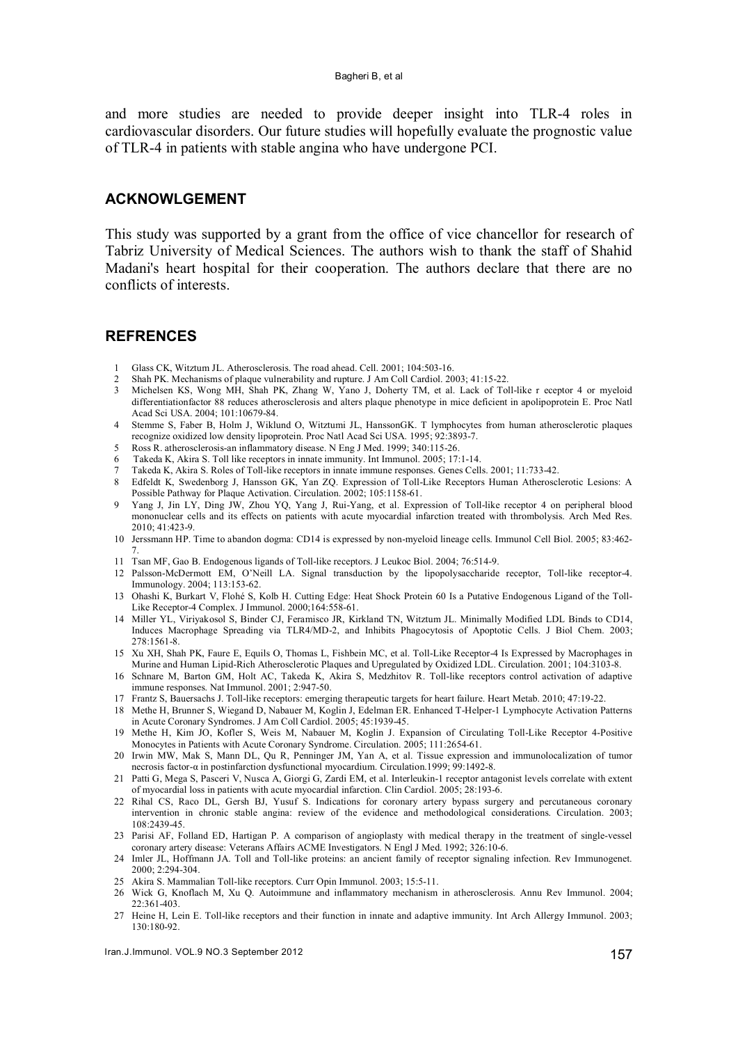and more studies are needed to provide deeper insight into TLR-4 roles in cardiovascular disorders. Our future studies will hopefully evaluate the prognostic value of TLR-4 in patients with stable angina who have undergone PCI.

## ACKNOWLGEMENT

This study was supported by a grant from the office of vice chancellor for research of Tabriz University of Medical Sciences. The authors wish to thank the staff of Shahid Madani's heart hospital for their cooperation. The authors declare that there are no conflicts of interests.

## REFRENCES

1 Glass CK, Witztum JL. Atherosclerosis. The road ahead. Cell. 2001; 104:503-16.
2 Shah PK. Mechanisms of plaque vulnerability and rupture. J Am Coll Cardiol. 2003; 41:15-22.
3 Michelsen KS, Wong MH, Shah PK, Zhang W, Yano J, Doherty TM, et al. Lack of Toll-like r eceptor 4 or myeloid differentiationfactor 88 reduces atherosclerosis and alters plaque phenotype in mice deficient in apolipoprotein E. Proc Natl Acad Sci USA. 2004; 101:10679-84.
4 Stemme S, Faber B, Holm J, Wiklund O, Witztumi JL, HanssonGK. T lymphocytes from human atherosclerotic plaques recognize oxidized low density lipoprotein. Proc Natl Acad Sci USA. 1995; 92:3893-7.
5 Ross R. atherosclerosis-an inflammatory disease. N Eng J Med. 1999; 340:115-26.
6 Takeda K, Akira S. Toll like receptors in innate immunity. Int Immunol. 2005; 17:1-14.
7 Takeda K, Akira S. Roles of Toll-like receptors in innate immune responses. Genes Cells. 2001; 11:733-42.
8 Edfeldt K, Swedenborg J, Hansson GK, Yan ZQ. Expression of Toll-Like Receptors Human Atherosclerotic Lesions: A Possible Pathway for Plaque Activation. Circulation. 2002; 105:1158-61.
9 Yang J, Jin LY, Ding JW, Zhou YQ, Yang J, Rui-Yang, et al. Expression of Toll-like receptor 4 on peripheral blood mononuclear cells and its effects on patients with acute myocardial infarction treated with thrombolysis. Arch Med Res. 2010; 41:423-9.
10 Jerssmann HP. Time to abandon dogma: CD14 is expressed by non-myeloid lineage cells. Immunol Cell Biol. 2005; 83:462-7.
11 Tsan MF, Gao B. Endogenous ligands of Toll-like receptors. J Leukoc Biol. 2004; 76:514-9.
12 Palsson-McDermott EM, O'Neill LA. Signal transduction by the lipopolysaccharide receptor, Toll-like receptor-4. Immunology. 2004; 113:153-62.
13 Ohashi K, Burkart V, Flohé S, Kolb H. Cutting Edge: Heat Shock Protein 60 Is a Putative Endogenous Ligand of the Toll-Like Receptor-4 Complex. J Immunol. 2000;164:558-61.
14 Miller YL, Viriyakosol S, Binder CJ, Feramisco JR, Kirkland TN, Witztum JL. Minimally Modified LDL Binds to CD14, Induces Macrophage Spreading via TLR4/MD-2, and Inhibits Phagocytosis of Apoptotic Cells. J Biol Chem. 2003; 278:1561-8.
15 Xu XH, Shah PK, Faure E, Equils O, Thomas L, Fishbein MC, et al. Toll-Like Receptor-4 Is Expressed by Macrophages in Murine and Human Lipid-Rich Atherosclerotic Plaques and Upregulated by Oxidized LDL. Circulation. 2001; 104:3103-8.
16 Schnare M, Barton GM, Holt AC, Takeda K, Akira S, Medzhitov R. Toll-like receptors control activation of adaptive immune responses. Nat Immunol. 2001; 2:947-50.
17 Frantz S, Bauersachs J. Toll-like receptors: emerging therapeutic targets for heart failure. Heart Metab. 2010; 47:19-22.
18 Methe H, Brunner S, Wiegand D, Nabauer M, Koglin J, Edelman ER. Enhanced T-Helper-1 Lymphocyte Activation Patterns in Acute Coronary Syndromes. J Am Coll Cardiol. 2005; 45:1939-45.
19 Methe H, Kim JO, Kofler S, Weis M, Nabauer M, Koglin J. Expansion of Circulating Toll-Like Receptor 4-Positive Monocytes in Patients with Acute Coronary Syndrome. Circulation. 2005; 111:2654-61.
20 Irwin MW, Mak S, Mann DL, Qu R, Penninger JM, Yan A, et al. Tissue expression and immunolocalization of tumor necrosis factor-α in postinfarction dysfunctional myocardium. Circulation.1999; 99:1492-8.
21 Patti G, Mega S, Pasceri V, Nusca A, Giorgi G, Zardi EM, et al. Interleukin-1 receptor antagonist levels correlate with extent of myocardial loss in patients with acute myocardial infarction. Clin Cardiol. 2005; 28:193-6.
22 Rihal CS, Raco DL, Gersh BJ, Yusuf S. Indications for coronary artery bypass surgery and percutaneous coronary intervention in chronic stable angina: review of the evidence and methodological considerations. Circulation. 2003; 108:2439-45.
23 Parisi AF, Folland ED, Hartigan P. A comparison of angioplasty with medical therapy in the treatment of single-vessel coronary artery disease: Veterans Affairs ACME Investigators. N Engl J Med. 1992; 326:10-6.
24 Imler JL, Hoffmann JA. Toll and Toll-like proteins: an ancient family of receptor signaling infection. Rev Immunogenet. 2000; 2:294-304.
25 Akira S. Mammalian Toll-like receptors. Curr Opin Immunol. 2003; 15:5-11.
26 Wick G, Knoflach M, Xu Q. Autoimmune and inflammatory mechanism in atherosclerosis. Annu Rev Immunol. 2004; 22:361-403.
27 Heine H, Lein E. Toll-like receptors and their function in innate and adaptive immunity. Int Arch Allergy Immunol. 2003; 130:180-92.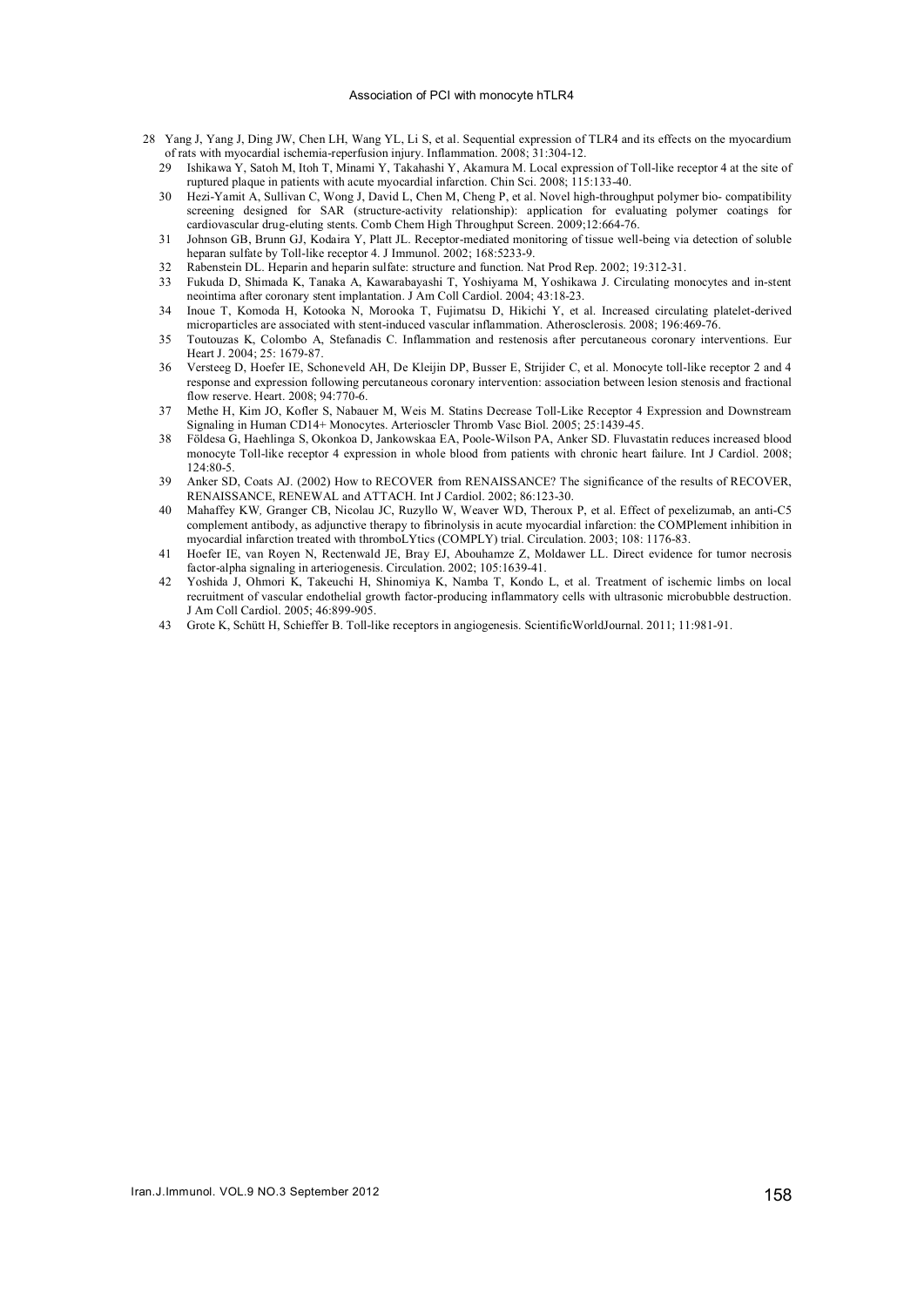28 Yang J, Yang J, Ding JW, Chen LH, Wang YL, Li S, et al. Sequential expression of TLR4 and its effects on the myocardium of rats with myocardial ischemia-reperfusion injury. Inflammation. 2008; 31:304-12.

29 Ishikawa Y, Satoh M, Itoh T, Minami Y, Takahashi Y, Akamura M. Local expression of Toll-like receptor 4 at the site of ruptured plaque in patients with acute myocardial infarction. Chin Sci. 2008; 115:133-40.

30 Hezi-Yamit A, Sullivan C, Wong J, David L, Chen M, Cheng P, et al. Novel high-throughput polymer bio- compatibility screening designed for SAR (structure-activity relationship): application for evaluating polymer coatings for cardiovascular drug-eluting stents. Comb Chem High Throughput Screen. 2009;12:664-76.

31 Johnson GB, Brunn GJ, Kodaira Y, Platt JL. Receptor-mediated monitoring of tissue well-being via detection of soluble heparan sulfate by Toll-like receptor 4. J Immunol. 2002; 168:5233-9.

32 Rabenstein DL. Heparin and heparin sulfate: structure and function. Nat Prod Rep. 2002; 19:312-31.

33 Fukuda D, Shimada K, Tanaka A, Kawarabayashi T, Yoshiyama M, Yoshikawa J. Circulating monocytes and in-stent neointima after coronary stent implantation. J Am Coll Cardiol. 2004; 43:18-23.

34 Inoue T, Komoda H, Kotooka N, Morooka T, Fujimatsu D, Hikichi Y, et al. Increased circulating platelet-derived microparticles are associated with stent-induced vascular inflammation. Atherosclerosis. 2008; 196:469-76.

35 Toutouzas K, Colombo A, Stefanadis C. Inflammation and restenosis after percutaneous coronary interventions. Eur Heart J. 2004; 25: 1679-87.

36 Versteeg D, Hoefer IE, Schoneveld AH, De Kleijin DP, Busser E, Strijider C, et al. Monocyte toll-like receptor 2 and 4 response and expression following percutaneous coronary intervention: association between lesion stenosis and fractional flow reserve. Heart. 2008; 94:770-6.

37 Methe H, Kim JO, Kofler S, Nabauer M, Weis M. Statins Decrease Toll-Like Receptor 4 Expression and Downstream Signaling in Human CD14+ Monocytes. Arterioscler Thromb Vasc Biol. 2005; 25:1439-45.

38 Földesa G, Haehlinga S, Okonkoa D, Jankowskaa EA, Poole-Wilson PA, Anker SD. Fluvastatin reduces increased blood monocyte Toll-like receptor 4 expression in whole blood from patients with chronic heart failure. Int J Cardiol. 2008; 124:80-5.

39 Anker SD, Coats AJ. (2002) How to RECOVER from RENAISSANCE? The significance of the results of RECOVER, RENAISSANCE, RENEWAL and ATTACH. Int J Cardiol. 2002; 86:123-30.

40 Mahaffey KW, Granger CB, Nicolau JC, Ruzyllo W, Weaver WD, Theroux P, et al. Effect of pexelizumab, an anti-C5 complement antibody, as adjunctive therapy to fibrinolysis in acute myocardial infarction: the COMPlement inhibition in myocardial infarction treated with thromboLYtics (COMPLY) trial. Circulation. 2003; 108: 1176-83.

41 Hoefer IE, van Royen N, Rectenwald JE, Bray EJ, Abouhamze Z, Moldawer LL. Direct evidence for tumor necrosis factor-alpha signaling in arteriogenesis. Circulation. 2002; 105:1639-41.

42 Yoshida J, Ohmori K, Takeuchi H, Shinomiya K, Namba T, Kondo L, et al. Treatment of ischemic limbs on local recruitment of vascular endothelial growth factor-producing inflammatory cells with ultrasonic microbubble destruction. J Am Coll Cardiol. 2005; 46:899-905.

43 Grote K, Schütt H, Schieffer B. Toll-like receptors in angiogenesis. ScientificWorldJournal. 2011; 11:981-91.